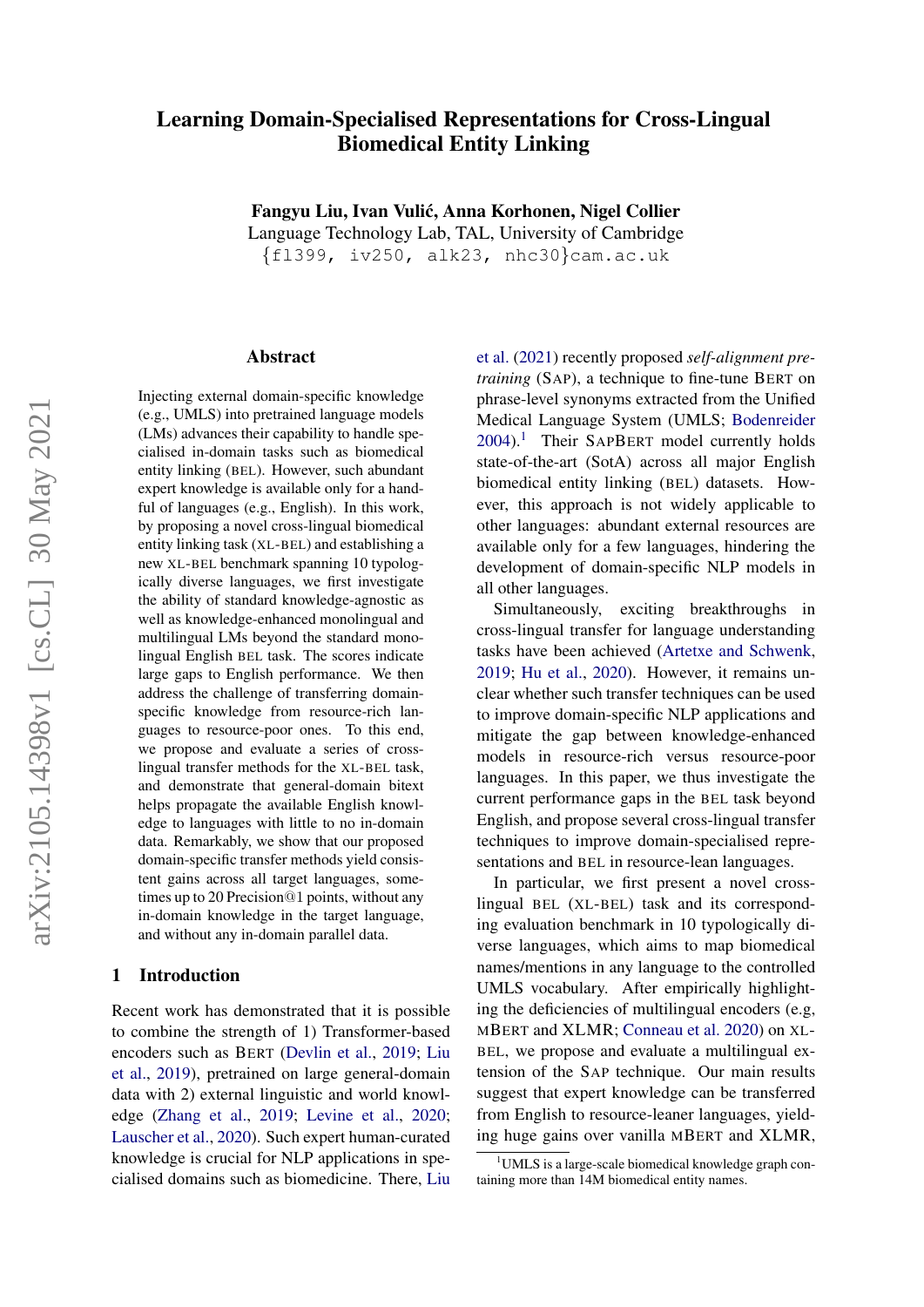# Learning Domain-Specialised Representations for Cross-Lingual Biomedical Entity Linking

**Fangyu Liu, Ivan Vulić, Anna Korhonen, Nigel Collier**
Language Technology Lab, TAL, University of Cambridge
{fl399, iv250, alk23, nhc30}cam.ac.uk

## Abstract

Injecting external domain-specific knowledge (e.g., UMLS) into pretrained language models (LMs) advances their capability to handle specialised in-domain tasks such as biomedical entity linking (BEL). However, such abundant expert knowledge is available only for a handful of languages (e.g., English). In this work, by proposing a novel cross-lingual biomedical entity linking task (XL-BEL) and establishing a new XL-BEL benchmark spanning 10 typologically diverse languages, we first investigate the ability of standard knowledge-agnostic as well as knowledge-enhanced monolingual and multilingual LMs beyond the standard monolingual English BEL task. The scores indicate large gaps to English performance. We then address the challenge of transferring domain-specific knowledge from resource-rich languages to resource-poor ones. To this end, we propose and evaluate a series of cross-lingual transfer methods for the XL-BEL task, and demonstrate that general-domain bitext helps propagate the available English knowledge to languages with little to no in-domain data. Remarkably, we show that our proposed domain-specific transfer methods yield consistent gains across all target languages, sometimes up to 20 Precision@1 points, without any in-domain knowledge in the target language, and without any in-domain parallel data.

## 1 Introduction

Recent work has demonstrated that it is possible to combine the strength of 1) Transformer-based encoders such as BERT (Devlin et al., 2019; Liu et al., 2019), pretrained on large general-domain data with 2) external linguistic and world knowledge (Zhang et al., 2019; Levine et al., 2020; Lauscher et al., 2020). Such expert human-curated knowledge is crucial for NLP applications in specialised domains such as biomedicine. There, Liu et al. (2021) recently proposed *self-alignment pretraining* (SAP), a technique to fine-tune BERT on phrase-level synonyms extracted from the Unified Medical Language System (UMLS; Bodenreider 2004).[1] Their SAPBERT model currently holds state-of-the-art (SotA) across all major English biomedical entity linking (BEL) datasets. However, this approach is not widely applicable to other languages: abundant external resources are available only for a few languages, hindering the development of domain-specific NLP models in all other languages.

Simultaneously, exciting breakthroughs in cross-lingual transfer for language understanding tasks have been achieved (Artetxe and Schwenk, 2019; Hu et al., 2020). However, it remains unclear whether such transfer techniques can be used to improve domain-specific NLP applications and mitigate the gap between knowledge-enhanced models in resource-rich versus resource-poor languages. In this paper, we thus investigate the current performance gaps in the BEL task beyond English, and propose several cross-lingual transfer techniques to improve domain-specialised representations and BEL in resource-lean languages.

In particular, we first present a novel cross-lingual BEL (XL-BEL) task and its corresponding evaluation benchmark in 10 typologically diverse languages, which aims to map biomedical names/mentions in any language to the controlled UMLS vocabulary. After empirically highlighting the deficiencies of multilingual encoders (e.g, MBERT and XLMR; Conneau et al. 2020) on XL-BEL, we propose and evaluate a multilingual extension of the SAP technique. Our main results suggest that expert knowledge can be transferred from English to resource-leaner languages, yielding huge gains over vanilla MBERT and XLMR,

[1] UMLS is a large-scale biomedical knowledge graph containing more than 14M biomedical entity names.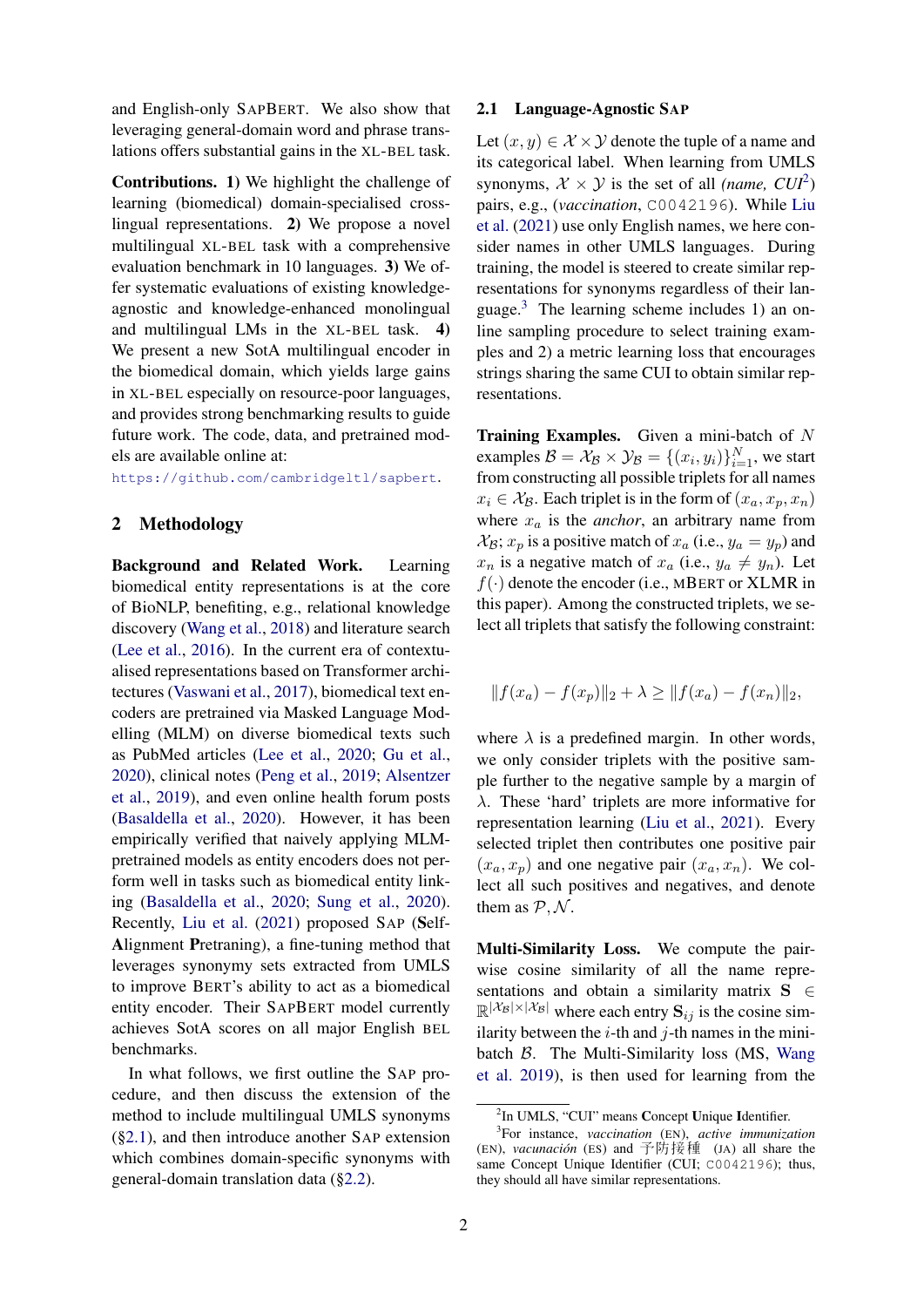and English-only SapBERT. We also show that leveraging general-domain word and phrase translations offers substantial gains in the XL-BEL task.

**Contributions.** **1)** We highlight the challenge of learning (biomedical) domain-specialised cross-lingual representations. **2)** We propose a novel multilingual XL-BEL task with a comprehensive evaluation benchmark in 10 languages. **3)** We offer systematic evaluations of existing knowledge-agnostic and knowledge-enhanced monolingual and multilingual LMs in the XL-BEL task. **4)** We present a new SotA multilingual encoder in the biomedical domain, which yields large gains in XL-BEL especially on resource-poor languages, and provides strong benchmarking results to guide future work. The code, data, and pretrained models are available online at: https://github.com/cambridgeltl/sapbert.

## 2 Methodology

**Background and Related Work.** Learning biomedical entity representations is at the core of BioNLP, benefiting, e.g., relational knowledge discovery (Wang et al., 2018) and literature search (Lee et al., 2016). In the current era of contextualised representations based on Transformer architectures (Vaswani et al., 2017), biomedical text encoders are pretrained via Masked Language Modelling (MLM) on diverse biomedical texts such as PubMed articles (Lee et al., 2020; Gu et al., 2020), clinical notes (Peng et al., 2019; Alsentzer et al., 2019), and even online health forum posts (Basaldella et al., 2020). However, it has been empirically verified that naively applying MLM-pretrained models as entity encoders does not perform well in tasks such as biomedical entity linking (Basaldella et al., 2020; Sung et al., 2020). Recently, Liu et al. (2021) proposed SAP (**S**elf-**A**lignment **P**retraning), a fine-tuning method that leverages synonymy sets extracted from UMLS to improve BERT's ability to act as a biomedical entity encoder. Their SapBERT model currently achieves SotA scores on all major English BEL benchmarks.

In what follows, we first outline the SAP procedure, and then discuss the extension of the method to include multilingual UMLS synonyms (§2.1), and then introduce another SAP extension which combines domain-specific synonyms with general-domain translation data (§2.2).

### 2.1 Language-Agnostic SAP

Let $(x, y) \in \mathcal{X} \times \mathcal{Y}$ denote the tuple of a name and its categorical label. When learning from UMLS synonyms, $\mathcal{X} \times \mathcal{Y}$ is the set of all *(name, CUI*[2]*)* pairs, e.g., (*vaccination*, C0042196). While Liu et al. (2021) use only English names, we here consider names in other UMLS languages. During training, the model is steered to create similar representations for synonyms regardless of their language.[3] The learning scheme includes 1) an online sampling procedure to select training examples and 2) a metric learning loss that encourages strings sharing the same CUI to obtain similar representations.

**Training Examples.** Given a mini-batch of $N$ examples $\mathcal{B} = \mathcal{X}_\mathcal{B} \times \mathcal{Y}_\mathcal{B} = \{(x_i, y_i)\}_{i=1}^N$, we start from constructing all possible triplets for all names $x_i \in \mathcal{X}_\mathcal{B}$. Each triplet is in the form of $(x_a, x_p, x_n)$ where $x_a$ is the *anchor*, an arbitrary name from $\mathcal{X}_\mathcal{B}$; $x_p$ is a positive match of $x_a$ (i.e., $y_a = y_p$) and $x_n$ is a negative match of $x_a$ (i.e., $y_a \neq y_n$). Let $f(\cdot)$ denote the encoder (i.e., MBERT or XLMR in this paper). Among the constructed triplets, we select all triplets that satisfy the following constraint:

$$\|f(x_a) - f(x_p)\|_2 + \lambda \geq \|f(x_a) - f(x_n)\|_2,$$

where $\lambda$ is a predefined margin. In other words, we only consider triplets with the positive sample further to the negative sample by a margin of $\lambda$. These 'hard' triplets are more informative for representation learning (Liu et al., 2021). Every selected triplet then contributes one positive pair $(x_a, x_p)$ and one negative pair $(x_a, x_n)$. We collect all such positives and negatives, and denote them as $\mathcal{P}, \mathcal{N}$.

**Multi-Similarity Loss.** We compute the pairwise cosine similarity of all the name representations and obtain a similarity matrix $\mathbf{S} \in \mathbb{R}^{|\mathcal{X}_\mathcal{B}| \times |\mathcal{X}_\mathcal{B}|}$ where each entry $\mathbf{S}_{ij}$ is the cosine similarity between the $i$-th and $j$-th names in the mini-batch $\mathcal{B}$. The Multi-Similarity loss (MS, Wang et al. 2019), is then used for learning from the

[2] In UMLS, "CUI" means **C**oncept **U**nique **I**dentifier.

[3] For instance, *vaccination* (EN), *active immunization* (EN), *vacunación* (ES) and 予防接種 (JA) all share the same Concept Unique Identifier (CUI; C0042196); thus, they should all have similar representations.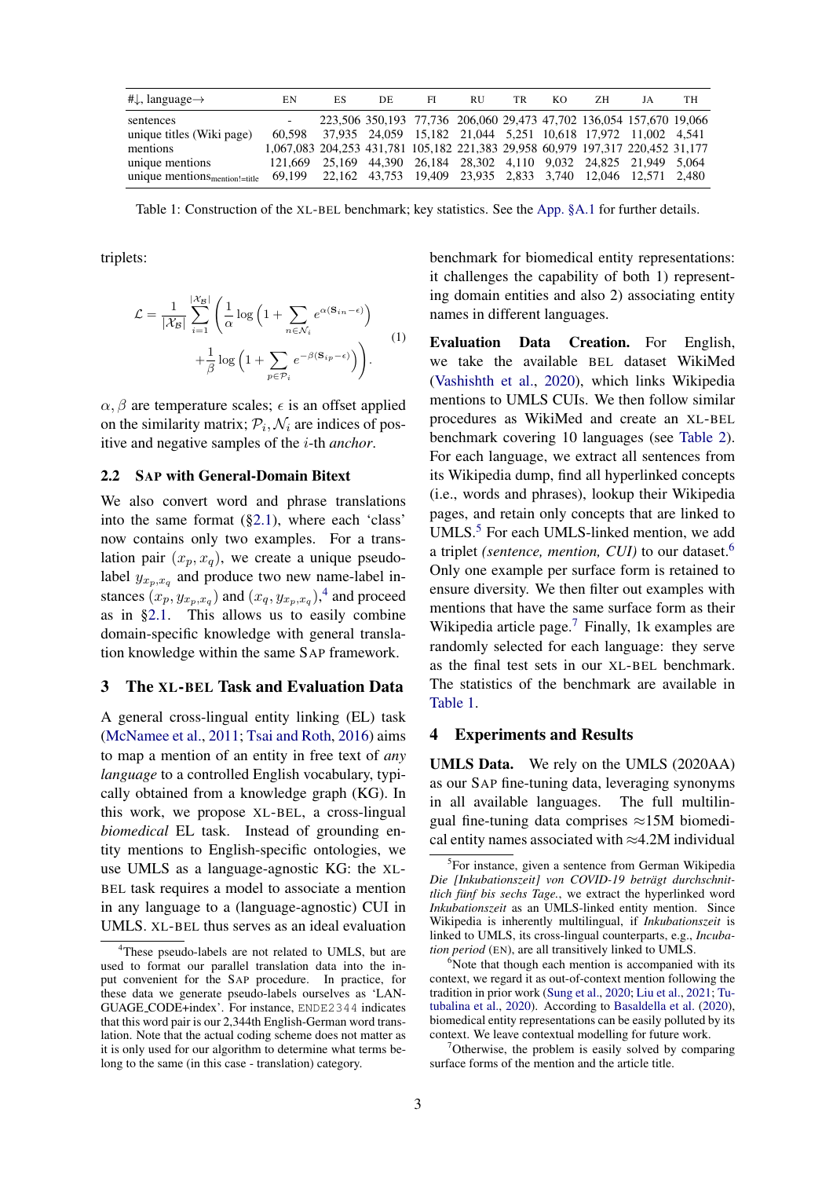| #↓, language→ | EN | ES | DE | FI | RU | TR | KO | ZH | JA | TH |
|---|---|---|---|---|---|---|---|---|---|---|
| sentences | - | 223,506 | 350,193 | 77,736 | 206,060 | 29,473 | 47,702 | 136,054 | 157,670 | 19,066 |
| unique titles (Wiki page) | 60,598 | 37,935 | 24,059 | 15,182 | 21,044 | 5,251 | 10,618 | 17,972 | 11,002 | 4,541 |
| mentions | 1,067,083 | 204,253 | 431,781 | 105,182 | 221,383 | 29,958 | 60,979 | 197,317 | 220,452 | 31,177 |
| unique mentions | 121,669 | 25,169 | 44,390 | 26,184 | 28,302 | 4,110 | 9,032 | 24,825 | 21,949 | 5,064 |
| unique mentions$_{\text{mention!=title}}$ | 69,199 | 22,162 | 43,753 | 19,409 | 23,935 | 2,833 | 3,740 | 12,046 | 12,571 | 2,480 |

Table 1: Construction of the XL-BEL benchmark; key statistics. See the App. §A.1 for further details.

triplets:

$$\mathcal{L} = \frac{1}{|\mathcal{X}_\mathcal{B}|} \sum_{i=1}^{|\mathcal{X}_\mathcal{B}|} \Bigg( \frac{1}{\alpha} \log \Big( 1 + \sum_{n \in \mathcal{N}_i} e^{\alpha(\mathbf{S}_{in} - \epsilon)} \Big) + \frac{1}{\beta} \log \Big( 1 + \sum_{p \in \mathcal{P}_i} e^{-\beta(\mathbf{S}_{ip} - \epsilon)} \Big) \Bigg). \tag{1}$$

$\alpha, \beta$ are temperature scales; $\epsilon$ is an offset applied on the similarity matrix; $\mathcal{P}_i, \mathcal{N}_i$ are indices of positive and negative samples of the $i$-th *anchor*.

## 2.2 SAP with General-Domain Bitext

We also convert word and phrase translations into the same format (§2.1), where each 'class' now contains only two examples. For a translation pair $(x_p, x_q)$, we create a unique pseudo-label $y_{x_p,x_q}$ and produce two new name-label instances $(x_p, y_{x_p,x_q})$ and $(x_q, y_{x_p,x_q})$,[4] and proceed as in §2.1. This allows us to easily combine domain-specific knowledge with general translation knowledge within the same SAP framework.

# 3 The XL-BEL Task and Evaluation Data

A general cross-lingual entity linking (EL) task (McNamee et al., 2011; Tsai and Roth, 2016) aims to map a mention of an entity in free text of *any language* to a controlled English vocabulary, typically obtained from a knowledge graph (KG). In this work, we propose XL-BEL, a cross-lingual *biomedical* EL task. Instead of grounding entity mentions to English-specific ontologies, we use UMLS as a language-agnostic KG: the XL-BEL task requires a model to associate a mention in any language to a (language-agnostic) CUI in UMLS. XL-BEL thus serves as an ideal evaluation benchmark for biomedical entity representations: it challenges the capability of both 1) representing domain entities and also 2) associating entity names in different languages.

**Evaluation Data Creation.** For English, we take the available BEL dataset WikiMed (Vashishth et al., 2020), which links Wikipedia mentions to UMLS CUIs. We then follow similar procedures as WikiMed and create an XL-BEL benchmark covering 10 languages (see Table 2). For each language, we extract all sentences from its Wikipedia dump, find all hyperlinked concepts (i.e., words and phrases), lookup their Wikipedia pages, and retain only concepts that are linked to UMLS.[5] For each UMLS-linked mention, we add a triplet *(sentence, mention, CUI)* to our dataset.[6] Only one example per surface form is retained to ensure diversity. We then filter out examples with mentions that have the same surface form as their Wikipedia article page.[7] Finally, 1k examples are randomly selected for each language: they serve as the final test sets in our XL-BEL benchmark. The statistics of the benchmark are available in Table 1.

# 4 Experiments and Results

**UMLS Data.** We rely on the UMLS (2020AA) as our SAP fine-tuning data, leveraging synonyms in all available languages. The full multilingual fine-tuning data comprises ≈15M biomedical entity names associated with ≈4.2M individual

[4] These pseudo-labels are not related to UMLS, but are used to format our parallel translation data into the input convenient for the SAP procedure. In practice, for these data we generate pseudo-labels ourselves as 'LANGUAGE_CODE+index'. For instance, ENDE2344 indicates that this word pair is our 2,344th English-German word translation. Note that the actual coding scheme does not matter as it is only used for our algorithm to determine what terms belong to the same (in this case - translation) category.

[5] For instance, given a sentence from German Wikipedia *Die [Inkubationszeit] von COVID-19 beträgt durchschnittlich fünf bis sechs Tage.*, we extract the hyperlinked word *Inkubationszeit* as an UMLS-linked entity mention. Since Wikipedia is inherently multilingual, if *Inkubationszeit* is linked to UMLS, its cross-lingual counterparts, e.g., *Incubation period* (EN), are all transitively linked to UMLS.

[6] Note that though each mention is accompanied with its context, we regard it as out-of-context mention following the tradition in prior work (Sung et al., 2020; Liu et al., 2021; Tutubalina et al., 2020). According to Basaldella et al. (2020), biomedical entity representations can be easily polluted by its context. We leave contextual modelling for future work.

[7] Otherwise, the problem is easily solved by comparing surface forms of the mention and the article title.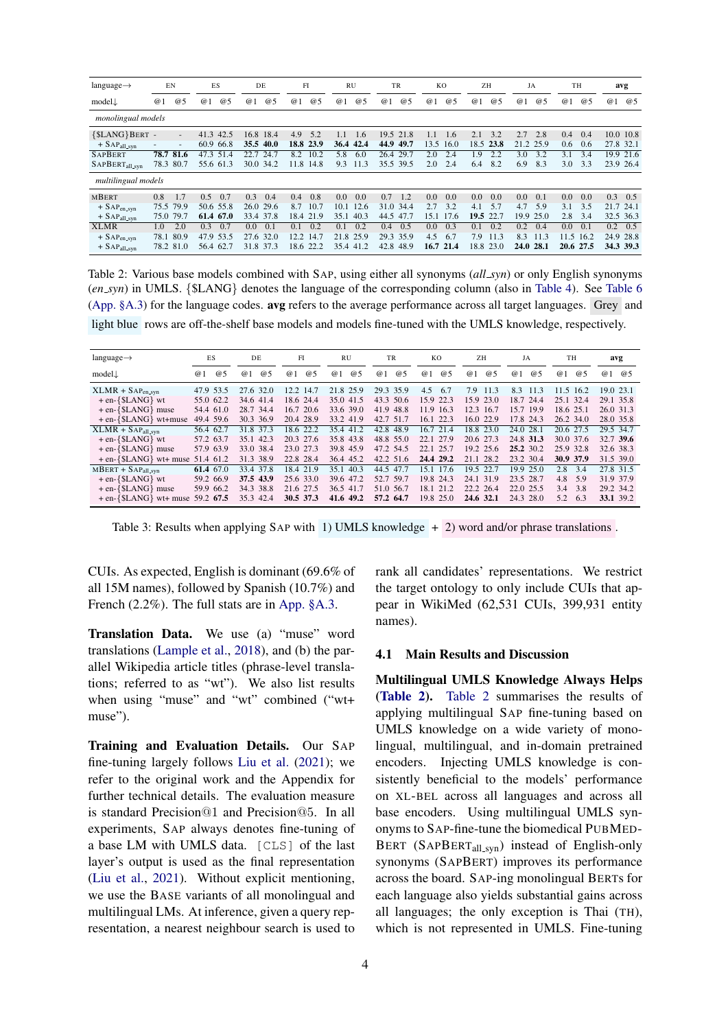| language→ | EN | | ES | | DE | | FI | | RU | | TR | | KO | | ZH | | JA | | TH | | **avg** | |
|---|---|---|---|---|---|---|---|---|---|---|---|---|---|---|---|---|---|---|---|---|---|---|
| model↓ | @1 | @5 | @1 | @5 | @1 | @5 | @1 | @5 | @1 | @5 | @1 | @5 | @1 | @5 | @1 | @5 | @1 | @5 | @1 | @5 | @1 | @5 |
| *monolingual models* | | | | | | | | | | | | | | | | | | | | | | |
| {$LANG}BERT | - | - | 41.3 | 42.5 | 16.8 | 18.4 | 4.9 | 5.2 | 1.1 | 1.6 | 19.5 | 21.8 | 1.1 | 1.6 | 2.1 | 3.2 | 2.7 | 2.8 | 0.4 | 0.4 | 10.0 | 10.8 |
| + SAP$_{\text{all\_syn}}$ | - | - | 60.9 | 66.8 | **35.5** | **40.0** | **18.8** | **23.9** | **36.4** | **42.4** | **44.9** | **49.7** | 13.5 | 16.0 | 18.5 | **23.8** | 21.2 | 25.9 | 0.6 | 0.6 | 27.8 | 32.1 |
| SAPBERT | **78.7** | **81.6** | 47.3 | 51.4 | 22.7 | 24.7 | 8.2 | 10.2 | 5.8 | 6.0 | 26.4 | 29.7 | 2.0 | 2.4 | 1.9 | 2.2 | 3.0 | 3.2 | 3.1 | 3.4 | 19.9 | 21.6 |
| SAPBERT$_{\text{all\_syn}}$ | 78.3 | 80.7 | 55.6 | 61.3 | 30.0 | 34.2 | 11.8 | 14.8 | 9.3 | 11.3 | 35.5 | 39.5 | 2.0 | 2.4 | 6.4 | 8.2 | 6.9 | 8.3 | 3.0 | 3.3 | 23.9 | 26.4 |
| *multilingual models* | | | | | | | | | | | | | | | | | | | | | | |
| MBERT | 0.8 | 1.7 | 0.5 | 0.7 | 0.3 | 0.4 | 0.4 | 0.8 | 0.0 | 0.0 | 0.7 | 1.2 | 0.0 | 0.0 | 0.0 | 0.0 | 0.0 | 0.1 | 0.0 | 0.0 | 0.3 | 0.5 |
| + SAP$_{\text{en\_syn}}$ | 75.5 | 79.9 | 50.6 | 55.8 | 26.0 | 29.6 | 8.7 | 10.7 | 10.1 | 12.6 | 31.0 | 34.4 | 2.7 | 3.2 | 4.1 | 5.7 | 4.7 | 5.9 | 3.1 | 3.5 | 21.7 | 24.1 |
| + SAP$_{\text{all\_syn}}$ | 75.0 | 79.7 | **61.4** | **67.0** | 33.4 | 37.8 | 18.4 | 21.9 | 35.1 | 40.3 | 44.5 | 47.7 | 15.1 | 17.6 | **19.5** | 22.7 | 19.9 | 25.0 | 2.8 | 3.4 | 32.5 | 36.3 |
| XLMR | 1.0 | 2.0 | 0.3 | 0.7 | 0.0 | 0.1 | 0.1 | 0.2 | 0.1 | 0.2 | 0.4 | 0.5 | 0.0 | 0.3 | 0.1 | 0.2 | 0.2 | 0.4 | 0.0 | 0.1 | 0.2 | 0.5 |
| + SAP$_{\text{en\_syn}}$ | 78.1 | 80.9 | 47.9 | 53.5 | 27.6 | 32.0 | 12.2 | 14.7 | 21.8 | 25.9 | 29.3 | 35.9 | 4.5 | 6.7 | 7.9 | 11.3 | 8.3 | 11.3 | 11.5 | 16.2 | 24.9 | 28.8 |
| + SAP$_{\text{all\_syn}}$ | 78.2 | 81.0 | 56.4 | 62.7 | 31.8 | 37.3 | 18.6 | 22.2 | 35.4 | 41.2 | 42.8 | 48.9 | **16.7** | **21.4** | 18.8 | 23.0 | **24.0** | **28.1** | **20.6** | **27.5** | **34.3** | **39.3** |

Table 2: Various base models combined with SAP, using either all synonyms (*all_syn*) or only English synonyms (*en_syn*) in UMLS. {$LANG} denotes the language of the corresponding column (also in Table 4). See Table 6 (App. §A.3) for the language codes. **avg** refers to the average performance across all target languages. Grey and light blue rows are off-the-shelf base models and models fine-tuned with the UMLS knowledge, respectively.

| language→ | ES | | DE | | FI | | RU | | TR | | KO | | ZH | | JA | | TH | | **avg** | |
|---|---|---|---|---|---|---|---|---|---|---|---|---|---|---|---|---|---|---|---|---|
| model↓ | @1 | @5 | @1 | @5 | @1 | @5 | @1 | @5 | @1 | @5 | @1 | @5 | @1 | @5 | @1 | @5 | @1 | @5 | @1 | @5 |
| XLMR + SAP$_{\text{en\_syn}}$ | 47.9 | 53.5 | 27.6 | 32.0 | 12.2 | 14.7 | 21.8 | 25.9 | 29.3 | 35.9 | 4.5 | 6.7 | 7.9 | 11.3 | 8.3 | 11.3 | 11.5 | 16.2 | 19.0 | 23.1 |
| + en-{$LANG} wt | 55.0 | 62.2 | 34.6 | 41.4 | 18.6 | 24.4 | 35.0 | 41.5 | 43.3 | 50.6 | 15.9 | 22.3 | 15.9 | 23.0 | 18.7 | 24.4 | 25.1 | 32.4 | 29.1 | 35.8 |
| + en-{$LANG} muse | 54.4 | 61.0 | 28.7 | 34.4 | 16.7 | 20.6 | 33.6 | 39.0 | 41.9 | 48.8 | 11.9 | 16.3 | 12.3 | 16.7 | 15.7 | 19.9 | 18.6 | 25.1 | 26.0 | 31.3 |
| + en-{$LANG} wt+muse | 49.4 | 59.6 | 30.3 | 36.9 | 20.4 | 28.9 | 33.2 | 41.9 | 42.7 | 51.7 | 16.1 | 22.3 | 16.0 | 22.9 | 17.8 | 24.3 | 26.2 | 34.0 | 28.0 | 35.8 |
| XLMR + SAP$_{\text{all\_syn}}$ | 56.4 | 62.7 | 31.8 | 37.3 | 18.6 | 22.2 | 35.4 | 41.2 | 42.8 | 48.9 | 16.7 | 21.4 | 18.8 | 23.0 | 24.0 | 28.1 | 20.6 | 27.5 | 29.5 | 34.7 |
| + en-{$LANG} wt | 57.2 | 63.7 | 35.1 | 42.3 | 20.3 | 27.6 | 35.8 | 43.8 | 48.8 | 55.0 | 22.1 | 27.9 | 20.6 | 27.3 | 24.8 | **31.3** | 30.0 | 37.6 | 32.7 | **39.6** |
| + en-{$LANG} muse | 57.9 | 63.9 | 33.0 | 38.4 | 23.0 | 27.3 | 39.8 | 45.9 | 47.2 | 54.5 | 22.1 | 25.7 | 19.2 | 25.6 | **25.2** | 30.2 | 25.9 | 32.8 | 32.6 | 38.3 |
| + en-{$LANG} wt+ muse | 51.4 | 61.2 | 31.3 | 38.9 | 22.8 | 28.4 | 36.4 | 45.2 | 42.2 | 51.6 | **24.4** | **29.2** | 21.1 | 28.2 | 23.2 | 30.4 | **30.9** | **37.9** | 31.5 | 39.0 |
| MBERT + SAP$_{\text{all\_syn}}$ | **61.4** | 67.0 | 33.4 | 37.8 | 18.4 | 21.9 | 35.1 | 40.3 | 44.5 | 47.7 | 15.1 | 17.6 | 19.5 | 22.7 | 19.9 | 25.0 | 2.8 | 3.4 | 27.8 | 31.5 |
| + en-{$LANG} wt | 59.2 | 66.9 | **37.5** | **43.9** | 25.6 | 33.0 | 39.6 | 47.2 | 52.7 | 59.7 | 19.8 | 24.3 | 24.1 | 31.9 | 23.5 | 28.7 | 4.8 | 5.9 | 31.9 | 37.9 |
| + en-{$LANG} muse | 59.9 | 66.2 | 34.3 | 38.8 | 21.6 | 27.5 | 36.5 | 41.7 | 51.0 | 56.7 | 18.1 | 21.2 | 22.2 | 26.4 | 22.0 | 25.5 | 3.4 | 3.8 | 29.2 | 34.2 |
| + en-{$LANG} wt+ muse | 59.2 | **67.5** | 35.3 | 42.4 | **30.5** | **37.3** | **41.6** | **49.2** | **57.2** | **64.7** | 19.8 | 25.0 | **24.6** | **32.1** | 24.3 | 28.0 | 5.2 | 6.3 | **33.1** | 39.2 |

Table 3: Results when applying SAP with 1) UMLS knowledge + 2) word and/or phrase translations.

CUIs. As expected, English is dominant (69.6% of all 15M names), followed by Spanish (10.7%) and French (2.2%). The full stats are in App. §A.3.

**Translation Data.** We use (a) "muse" word translations (Lample et al., 2018), and (b) the parallel Wikipedia article titles (phrase-level translations; referred to as "wt"). We also list results when using "muse" and "wt" combined ("wt+ muse").

**Training and Evaluation Details.** Our SAP fine-tuning largely follows Liu et al. (2021); we refer to the original work and the Appendix for further technical details. The evaluation measure is standard Precision@1 and Precision@5. In all experiments, SAP always denotes fine-tuning of a base LM with UMLS data. `[CLS]` of the last layer's output is used as the final representation (Liu et al., 2021). Without explicit mentioning, we use the BASE variants of all monolingual and multilingual LMs. At inference, given a query representation, a nearest neighbour search is used to rank all candidates' representations. We restrict the target ontology to only include CUIs that appear in WikiMed (62,531 CUIs, 399,931 entity names).

### 4.1 Main Results and Discussion

**Multilingual UMLS Knowledge Always Helps (Table 2).** Table 2 summarises the results of applying multilingual SAP fine-tuning based on UMLS knowledge on a wide variety of monolingual, multilingual, and in-domain pretrained encoders. Injecting UMLS knowledge is consistently beneficial to the models' performance on XL-BEL across all languages and across all base encoders. Using multilingual UMLS synonyms to SAP-fine-tune the biomedical PUBMEDBERT (SAPBERT$_{\text{all\_syn}}$) instead of English-only synonyms (SAPBERT) improves its performance across the board. SAP-ing monolingual BERTs for each language also yields substantial gains across all languages; the only exception is Thai (TH), which is not represented in UMLS. Fine-tuning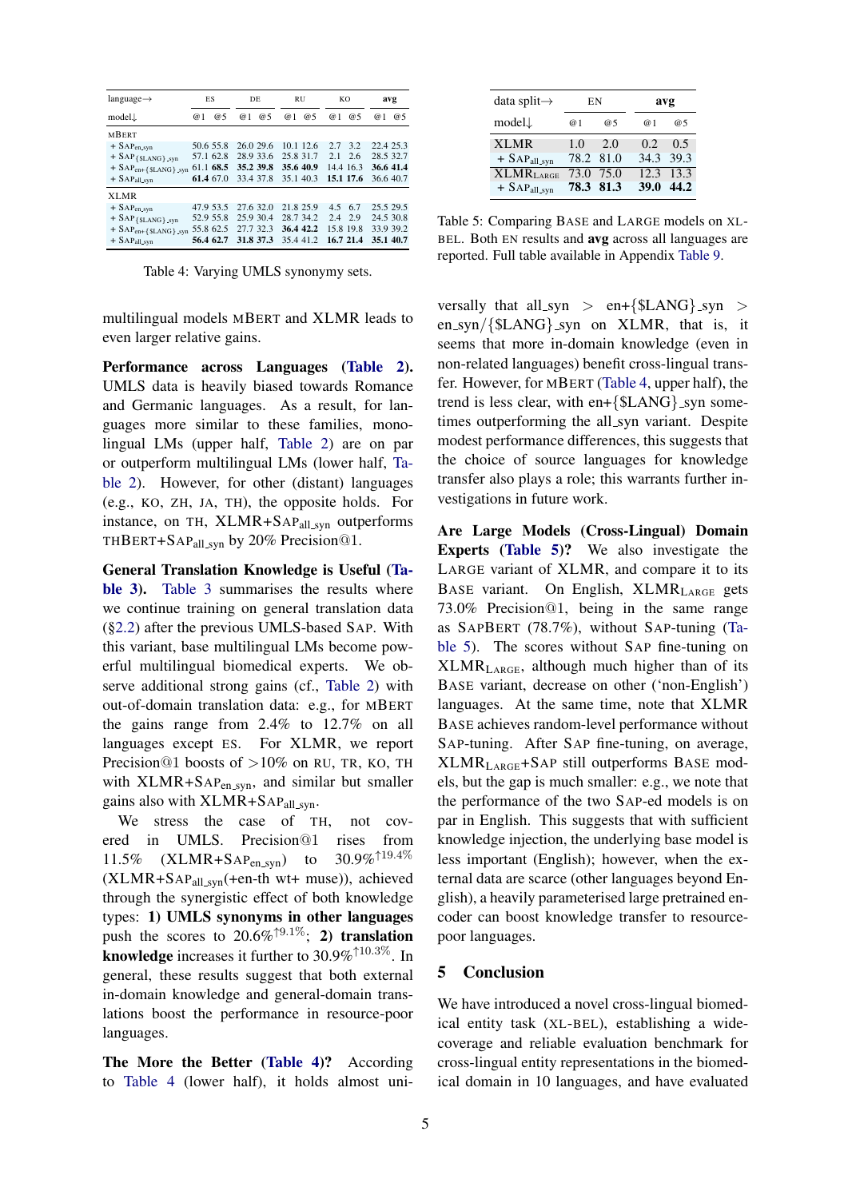| language→ | ES | | DE | | RU | | KO | | avg | |
|---|---|---|---|---|---|---|---|---|---|---|
| model↓ | @1 | @5 | @1 | @5 | @1 | @5 | @1 | @5 | @1 | @5 |
| MBERT | | | | | | | | | | |
| + $\text{SAP}_{\text{en\_syn}}$ | 50.6 | 55.8 | 26.0 | 29.6 | 10.1 | 12.6 | 2.7 | 3.2 | 22.4 | 25.3 |
| + $\text{SAP}_{\text{\{\$LANG\}\_syn}}$ | 57.1 | 62.8 | 28.9 | 33.6 | 25.8 | 31.7 | 2.1 | 2.6 | 28.5 | 32.7 |
| + $\text{SAP}_{\text{en+\{\$LANG\}\_syn}}$ | 61.1 | **68.5** | **35.2** | **39.8** | **35.6** | **40.9** | 14.4 | 16.3 | **36.6** | **41.4** |
| + $\text{SAP}_{\text{all\_syn}}$ | **61.4** | 67.0 | 33.4 | 37.8 | 35.1 | 40.3 | **15.1** | **17.6** | 36.6 | 40.7 |
| XLMR | | | | | | | | | | |
| + $\text{SAP}_{\text{en\_syn}}$ | 47.9 | 53.5 | 27.6 | 32.0 | 21.8 | 25.9 | 4.5 | 6.7 | 25.5 | 29.5 |
| + $\text{SAP}_{\text{\{\$LANG\}\_syn}}$ | 52.9 | 55.8 | 25.9 | 30.4 | 28.7 | 34.2 | 2.4 | 2.9 | 24.5 | 30.8 |
| + $\text{SAP}_{\text{en+\{\$LANG\}\_syn}}$ | 55.8 | 62.5 | 27.7 | 32.3 | **36.4** | **42.2** | 15.8 | 19.8 | 33.9 | 39.2 |
| + $\text{SAP}_{\text{all\_syn}}$ | **56.4** | **62.7** | **31.8** | **37.3** | 35.4 | 41.2 | **16.7** | **21.4** | **35.1** | **40.7** |

Table 4: Varying UMLS synonymy sets.

multilingual models MBERT and XLMR leads to even larger relative gains.

**Performance across Languages (Table 2).** UMLS data is heavily biased towards Romance and Germanic languages. As a result, for languages more similar to these families, monolingual LMs (upper half, Table 2) are on par or outperform multilingual LMs (lower half, Table 2). However, for other (distant) languages (e.g., KO, ZH, JA, TH), the opposite holds. For instance, on TH, XLMR+$\text{SAP}_{\text{all\_syn}}$ outperforms THBERT+$\text{SAP}_{\text{all\_syn}}$ by 20% Precision@1.

**General Translation Knowledge is Useful (Table 3).** Table 3 summarises the results where we continue training on general translation data (§2.2) after the previous UMLS-based SAP. With this variant, base multilingual LMs become powerful multilingual biomedical experts. We observe additional strong gains (cf., Table 2) with out-of-domain translation data: e.g., for MBERT the gains range from 2.4% to 12.7% on all languages except ES. For XLMR, we report Precision@1 boosts of >10% on RU, TR, KO, TH with XLMR+$\text{SAP}_{\text{en\_syn}}$, and similar but smaller gains also with XLMR+$\text{SAP}_{\text{all\_syn}}$.

We stress the case of TH, not covered in UMLS. Precision@1 rises from 11.5% (XLMR+$\text{SAP}_{\text{en\_syn}}$) to 30.9%$^{\uparrow 19.4\%}$ (XLMR+$\text{SAP}_{\text{all\_syn}}$(+en-th wt+ muse)), achieved through the synergistic effect of both knowledge types: **1) UMLS synonyms in other languages** push the scores to 20.6%$^{\uparrow 9.1\%}$; **2) translation knowledge** increases it further to 30.9%$^{\uparrow 10.3\%}$. In general, these results suggest that both external in-domain knowledge and general-domain translations boost the performance in resource-poor languages.

**The More the Better (Table 4)?** According to Table 4 (lower half), it holds almost universally that all_syn > en+{$LANG}_syn > en_syn/{$LANG}_syn on XLMR, that is, it seems that more in-domain knowledge (even in non-related languages) benefit cross-lingual transfer. However, for MBERT (Table 4, upper half), the trend is less clear, with en+{$LANG}_syn sometimes outperforming the all_syn variant. Despite modest performance differences, this suggests that the choice of source languages for knowledge transfer also plays a role; this warrants further investigations in future work.

| data split→ | EN | | avg | |
|---|---|---|---|---|
| model↓ | @1 | @5 | @1 | @5 |
| XLMR | 1.0 | 2.0 | 0.2 | 0.5 |
| + $\text{SAP}_{\text{all\_syn}}$ | 78.2 | 81.0 | 34.3 | 39.3 |
| $\text{XLMR}_{\text{LARGE}}$ | 73.0 | 75.0 | 12.3 | 13.3 |
| + $\text{SAP}_{\text{all\_syn}}$ | **78.3** | **81.3** | **39.0** | **44.2** |

Table 5: Comparing BASE and LARGE models on XL-BEL. Both EN results and **avg** across all languages are reported. Full table available in Appendix Table 9.

**Are Large Models (Cross-Lingual) Domain Experts (Table 5)?** We also investigate the LARGE variant of XLMR, and compare it to its BASE variant. On English, $\text{XLMR}_{\text{LARGE}}$ gets 73.0% Precision@1, being in the same range as SAPBERT (78.7%), without SAP-tuning (Table 5). The scores without SAP fine-tuning on $\text{XLMR}_{\text{LARGE}}$, although much higher than of its BASE variant, decrease on other ('non-English') languages. At the same time, note that XLMR BASE achieves random-level performance without SAP-tuning. After SAP fine-tuning, on average, $\text{XLMR}_{\text{LARGE}}$+SAP still outperforms BASE models, but the gap is much smaller: e.g., we note that the performance of the two SAP-ed models is on par in English. This suggests that with sufficient knowledge injection, the underlying base model is less important (English); however, when the external data are scarce (other languages beyond English), a heavily parameterised large pretrained encoder can boost knowledge transfer to resource-poor languages.

## 5 Conclusion

We have introduced a novel cross-lingual biomedical entity task (XL-BEL), establishing a wide-coverage and reliable evaluation benchmark for cross-lingual entity representations in the biomedical domain in 10 languages, and have evaluated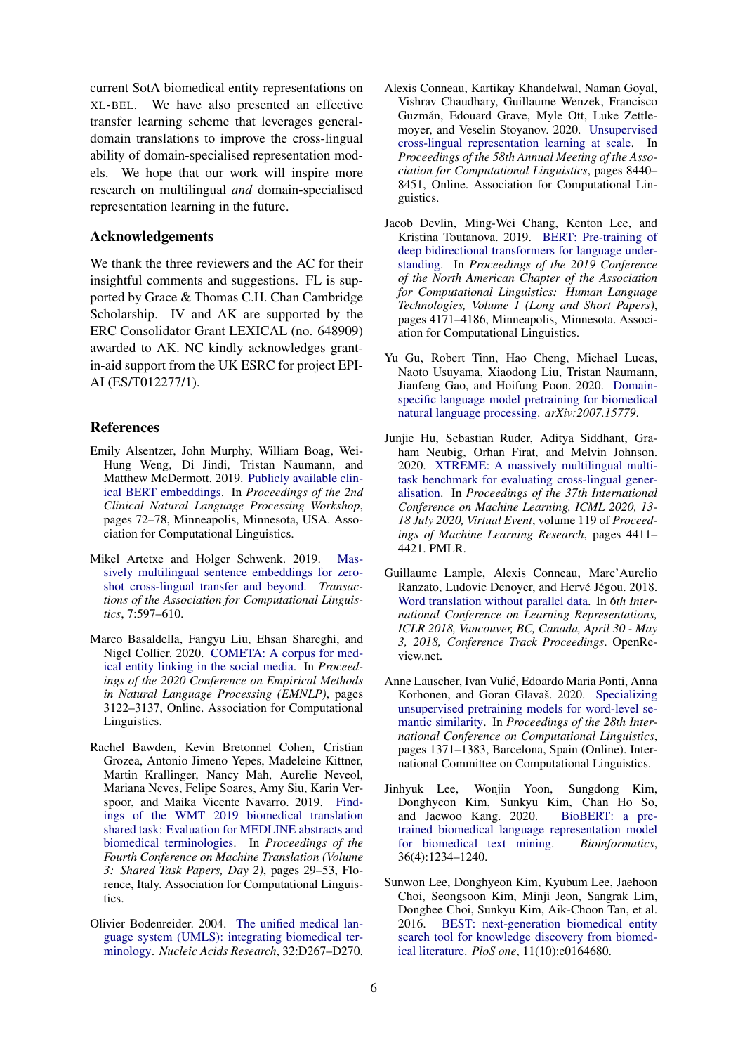current SotA biomedical entity representations on XL-BEL. We have also presented an effective transfer learning scheme that leverages general-domain translations to improve the cross-lingual ability of domain-specialised representation models. We hope that our work will inspire more research on multilingual *and* domain-specialised representation learning in the future.

## Acknowledgements

We thank the three reviewers and the AC for their insightful comments and suggestions. FL is supported by Grace & Thomas C.H. Chan Cambridge Scholarship. IV and AK are supported by the ERC Consolidator Grant LEXICAL (no. 648909) awarded to AK. NC kindly acknowledges grant-in-aid support from the UK ESRC for project EPI-AI (ES/T012277/1).

## References

Emily Alsentzer, John Murphy, William Boag, Wei-Hung Weng, Di Jindi, Tristan Naumann, and Matthew McDermott. 2019. Publicly available clinical BERT embeddings. In *Proceedings of the 2nd Clinical Natural Language Processing Workshop*, pages 72–78, Minneapolis, Minnesota, USA. Association for Computational Linguistics.

Mikel Artetxe and Holger Schwenk. 2019. Massively multilingual sentence embeddings for zero-shot cross-lingual transfer and beyond. *Transactions of the Association for Computational Linguistics*, 7:597–610.

Marco Basaldella, Fangyu Liu, Ehsan Shareghi, and Nigel Collier. 2020. COMETA: A corpus for medical entity linking in the social media. In *Proceedings of the 2020 Conference on Empirical Methods in Natural Language Processing (EMNLP)*, pages 3122–3137, Online. Association for Computational Linguistics.

Rachel Bawden, Kevin Bretonnel Cohen, Cristian Grozea, Antonio Jimeno Yepes, Madeleine Kittner, Martin Krallinger, Nancy Mah, Aurelie Neveol, Mariana Neves, Felipe Soares, Amy Siu, Karin Verspoor, and Maika Vicente Navarro. 2019. Findings of the WMT 2019 biomedical translation shared task: Evaluation for MEDLINE abstracts and biomedical terminologies. In *Proceedings of the Fourth Conference on Machine Translation (Volume 3: Shared Task Papers, Day 2)*, pages 29–53, Florence, Italy. Association for Computational Linguistics.

Olivier Bodenreider. 2004. The unified medical language system (UMLS): integrating biomedical terminology. *Nucleic Acids Research*, 32:D267–D270.

Alexis Conneau, Kartikay Khandelwal, Naman Goyal, Vishrav Chaudhary, Guillaume Wenzek, Francisco Guzmán, Edouard Grave, Myle Ott, Luke Zettlemoyer, and Veselin Stoyanov. 2020. Unsupervised cross-lingual representation learning at scale. In *Proceedings of the 58th Annual Meeting of the Association for Computational Linguistics*, pages 8440–8451, Online. Association for Computational Linguistics.

Jacob Devlin, Ming-Wei Chang, Kenton Lee, and Kristina Toutanova. 2019. BERT: Pre-training of deep bidirectional transformers for language understanding. In *Proceedings of the 2019 Conference of the North American Chapter of the Association for Computational Linguistics: Human Language Technologies, Volume 1 (Long and Short Papers)*, pages 4171–4186, Minneapolis, Minnesota. Association for Computational Linguistics.

Yu Gu, Robert Tinn, Hao Cheng, Michael Lucas, Naoto Usuyama, Xiaodong Liu, Tristan Naumann, Jianfeng Gao, and Hoifung Poon. 2020. Domain-specific language model pretraining for biomedical natural language processing. *arXiv:2007.15779*.

Junjie Hu, Sebastian Ruder, Aditya Siddhant, Graham Neubig, Orhan Firat, and Melvin Johnson. 2020. XTREME: A massively multilingual multi-task benchmark for evaluating cross-lingual generalisation. In *Proceedings of the 37th International Conference on Machine Learning, ICML 2020, 13-18 July 2020, Virtual Event*, volume 119 of *Proceedings of Machine Learning Research*, pages 4411–4421. PMLR.

Guillaume Lample, Alexis Conneau, Marc'Aurelio Ranzato, Ludovic Denoyer, and Hervé Jégou. 2018. Word translation without parallel data. In *6th International Conference on Learning Representations, ICLR 2018, Vancouver, BC, Canada, April 30 - May 3, 2018, Conference Track Proceedings*. OpenReview.net.

Anne Lauscher, Ivan Vulić, Edoardo Maria Ponti, Anna Korhonen, and Goran Glavaš. 2020. Specializing unsupervised pretraining models for word-level semantic similarity. In *Proceedings of the 28th International Conference on Computational Linguistics*, pages 1371–1383, Barcelona, Spain (Online). International Committee on Computational Linguistics.

Jinhyuk Lee, Wonjin Yoon, Sungdong Kim, Donghyeon Kim, Sunkyu Kim, Chan Ho So, and Jaewoo Kang. 2020. BioBERT: a pre-trained biomedical language representation model for biomedical text mining. *Bioinformatics*, 36(4):1234–1240.

Sunwon Lee, Donghyeon Kim, Kyubum Lee, Jaehoon Choi, Seongsoon Kim, Minji Jeon, Sangrak Lim, Donghee Choi, Sunkyu Kim, Aik-Choon Tan, et al. 2016. BEST: next-generation biomedical entity search tool for knowledge discovery from biomedical literature. *PloS one*, 11(10):e0164680.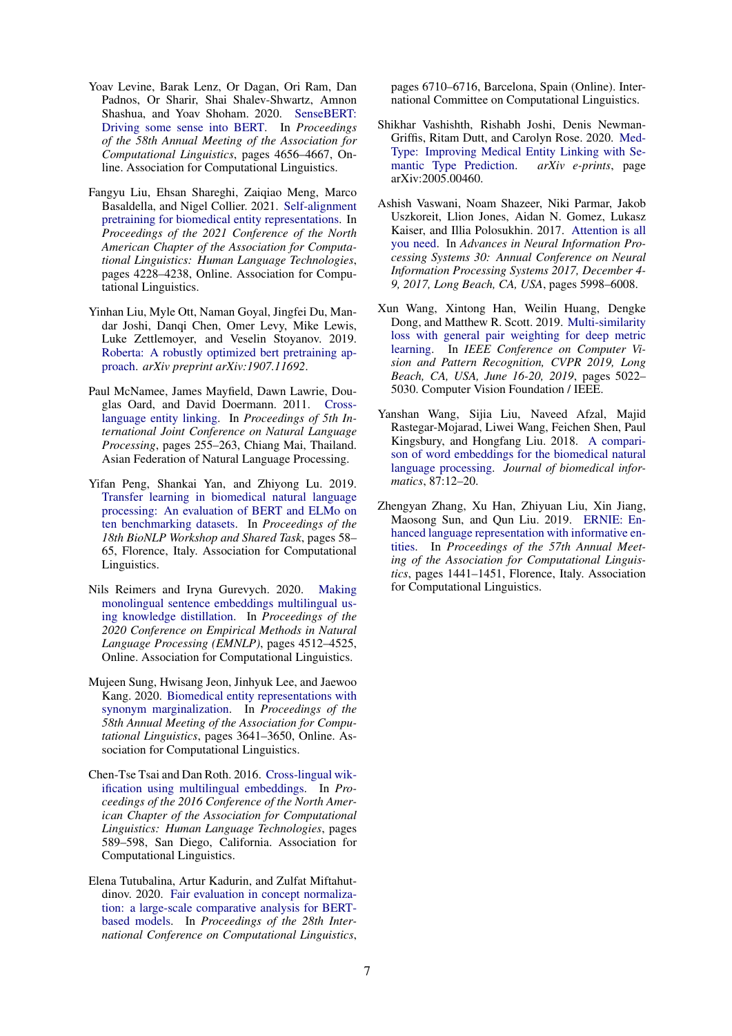Yoav Levine, Barak Lenz, Or Dagan, Ori Ram, Dan Padnos, Or Sharir, Shai Shalev-Shwartz, Amnon Shashua, and Yoav Shoham. 2020. SenseBERT: Driving some sense into BERT. In *Proceedings of the 58th Annual Meeting of the Association for Computational Linguistics*, pages 4656–4667, Online. Association for Computational Linguistics.

Fangyu Liu, Ehsan Shareghi, Zaiqiao Meng, Marco Basaldella, and Nigel Collier. 2021. Self-alignment pretraining for biomedical entity representations. In *Proceedings of the 2021 Conference of the North American Chapter of the Association for Computational Linguistics: Human Language Technologies*, pages 4228–4238, Online. Association for Computational Linguistics.

Yinhan Liu, Myle Ott, Naman Goyal, Jingfei Du, Mandar Joshi, Danqi Chen, Omer Levy, Mike Lewis, Luke Zettlemoyer, and Veselin Stoyanov. 2019. Roberta: A robustly optimized bert pretraining approach. *arXiv preprint arXiv:1907.11692*.

Paul McNamee, James Mayfield, Dawn Lawrie, Douglas Oard, and David Doermann. 2011. Cross-language entity linking. In *Proceedings of 5th International Joint Conference on Natural Language Processing*, pages 255–263, Chiang Mai, Thailand. Asian Federation of Natural Language Processing.

Yifan Peng, Shankai Yan, and Zhiyong Lu. 2019. Transfer learning in biomedical natural language processing: An evaluation of BERT and ELMo on ten benchmarking datasets. In *Proceedings of the 18th BioNLP Workshop and Shared Task*, pages 58–65, Florence, Italy. Association for Computational Linguistics.

Nils Reimers and Iryna Gurevych. 2020. Making monolingual sentence embeddings multilingual using knowledge distillation. In *Proceedings of the 2020 Conference on Empirical Methods in Natural Language Processing (EMNLP)*, pages 4512–4525, Online. Association for Computational Linguistics.

Mujeen Sung, Hwisang Jeon, Jinhyuk Lee, and Jaewoo Kang. 2020. Biomedical entity representations with synonym marginalization. In *Proceedings of the 58th Annual Meeting of the Association for Computational Linguistics*, pages 3641–3650, Online. Association for Computational Linguistics.

Chen-Tse Tsai and Dan Roth. 2016. Cross-lingual wikification using multilingual embeddings. In *Proceedings of the 2016 Conference of the North American Chapter of the Association for Computational Linguistics: Human Language Technologies*, pages 589–598, San Diego, California. Association for Computational Linguistics.

Elena Tutubalina, Artur Kadurin, and Zulfat Miftahutdinov. 2020. Fair evaluation in concept normalization: a large-scale comparative analysis for BERT-based models. In *Proceedings of the 28th International Conference on Computational Linguistics*, pages 6710–6716, Barcelona, Spain (Online). International Committee on Computational Linguistics.

Shikhar Vashishth, Rishabh Joshi, Denis Newman-Griffis, Ritam Dutt, and Carolyn Rose. 2020. Med-Type: Improving Medical Entity Linking with Semantic Type Prediction. *arXiv e-prints*, page arXiv:2005.00460.

Ashish Vaswani, Noam Shazeer, Niki Parmar, Jakob Uszkoreit, Llion Jones, Aidan N. Gomez, Lukasz Kaiser, and Illia Polosukhin. 2017. Attention is all you need. In *Advances in Neural Information Processing Systems 30: Annual Conference on Neural Information Processing Systems 2017, December 4-9, 2017, Long Beach, CA, USA*, pages 5998–6008.

Xun Wang, Xintong Han, Weilin Huang, Dengke Dong, and Matthew R. Scott. 2019. Multi-similarity loss with general pair weighting for deep metric learning. In *IEEE Conference on Computer Vision and Pattern Recognition, CVPR 2019, Long Beach, CA, USA, June 16-20, 2019*, pages 5022–5030. Computer Vision Foundation / IEEE.

Yanshan Wang, Sijia Liu, Naveed Afzal, Majid Rastegar-Mojarad, Liwei Wang, Feichen Shen, Paul Kingsbury, and Hongfang Liu. 2018. A comparison of word embeddings for the biomedical natural language processing. *Journal of biomedical informatics*, 87:12–20.

Zhengyan Zhang, Xu Han, Zhiyuan Liu, Xin Jiang, Maosong Sun, and Qun Liu. 2019. ERNIE: Enhanced language representation with informative entities. In *Proceedings of the 57th Annual Meeting of the Association for Computational Linguistics*, pages 1441–1451, Florence, Italy. Association for Computational Linguistics.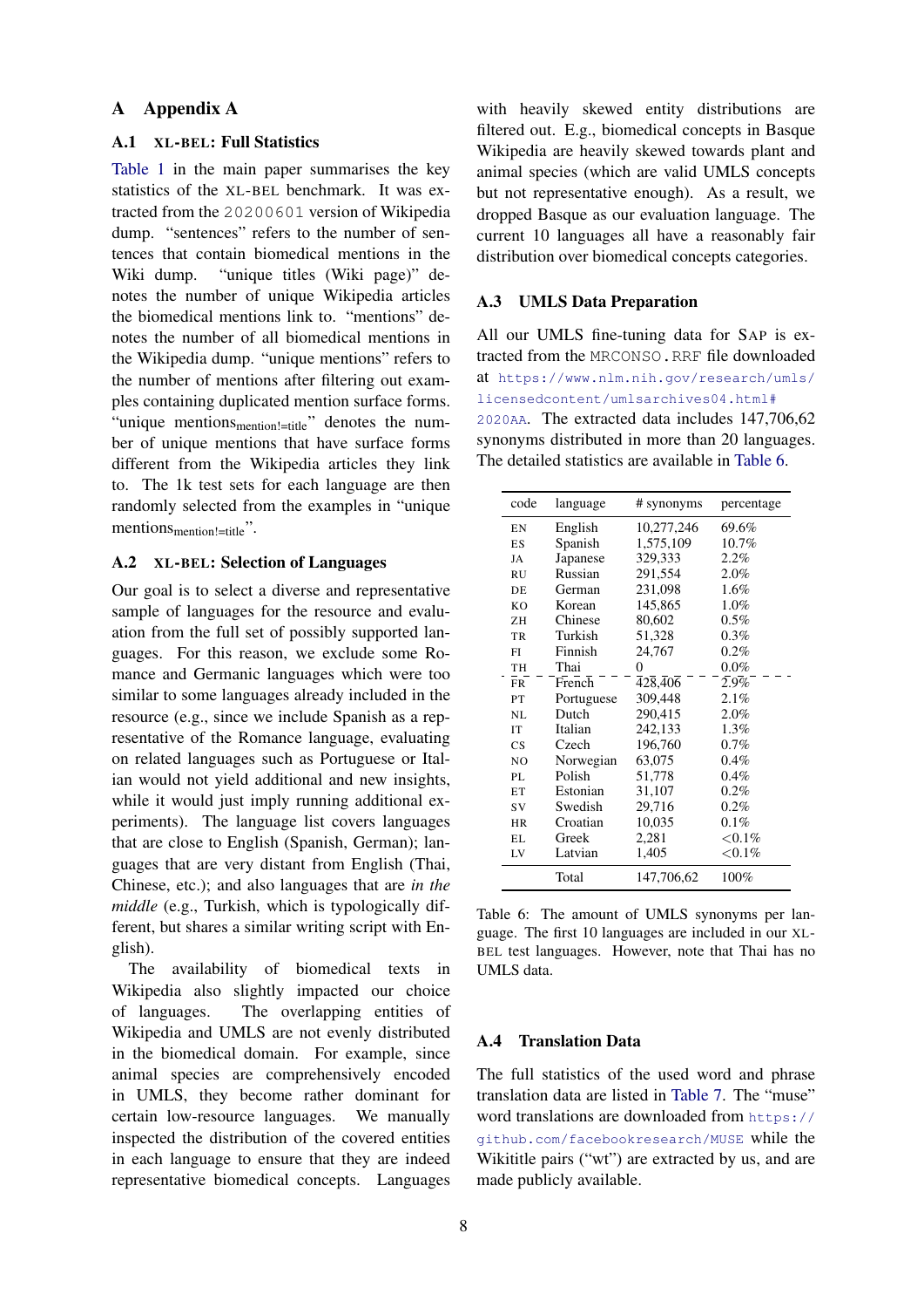# A Appendix A

## A.1 XL-BEL: Full Statistics

Table 1 in the main paper summarises the key statistics of the XL-BEL benchmark. It was extracted from the 20200601 version of Wikipedia dump. "sentences" refers to the number of sentences that contain biomedical mentions in the Wiki dump. "unique titles (Wiki page)" denotes the number of unique Wikipedia articles the biomedical mentions link to. "mentions" denotes the number of all biomedical mentions in the Wikipedia dump. "unique mentions" refers to the number of mentions after filtering out examples containing duplicated mention surface forms. "unique $\text{mentions}_{\text{mention!=title}}$" denotes the number of unique mentions that have surface forms different from the Wikipedia articles they link to. The 1k test sets for each language are then randomly selected from the examples in "unique $\text{mentions}_{\text{mention!=title}}$".

## A.2 XL-BEL: Selection of Languages

Our goal is to select a diverse and representative sample of languages for the resource and evaluation from the full set of possibly supported languages. For this reason, we exclude some Romance and Germanic languages which were too similar to some languages already included in the resource (e.g., since we include Spanish as a representative of the Romance language, evaluating on related languages such as Portuguese or Italian would not yield additional and new insights, while it would just imply running additional experiments). The language list covers languages that are close to English (Spanish, German); languages that are very distant from English (Thai, Chinese, etc.); and also languages that are *in the middle* (e.g., Turkish, which is typologically different, but shares a similar writing script with English).

The availability of biomedical texts in Wikipedia also slightly impacted our choice of languages. The overlapping entities of Wikipedia and UMLS are not evenly distributed in the biomedical domain. For example, since animal species are comprehensively encoded in UMLS, they become rather dominant for certain low-resource languages. We manually inspected the distribution of the covered entities in each language to ensure that they are indeed representative biomedical concepts. Languages with heavily skewed entity distributions are filtered out. E.g., biomedical concepts in Basque Wikipedia are heavily skewed towards plant and animal species (which are valid UMLS concepts but not representative enough). As a result, we dropped Basque as our evaluation language. The current 10 languages all have a reasonably fair distribution over biomedical concepts categories.

## A.3 UMLS Data Preparation

All our UMLS fine-tuning data for SAP is extracted from the MRCONSO.RRF file downloaded at https://www.nlm.nih.gov/research/umls/licensedcontent/umlsarchives04.html#2020AA. The extracted data includes 147,706,62 synonyms distributed in more than 20 languages. The detailed statistics are available in Table 6.

| code | language | # synonyms | percentage |
|---|---|---|---|
| EN | English | 10,277,246 | 69.6% |
| ES | Spanish | 1,575,109 | 10.7% |
| JA | Japanese | 329,333 | 2.2% |
| RU | Russian | 291,554 | 2.0% |
| DE | German | 231,098 | 1.6% |
| KO | Korean | 145,865 | 1.0% |
| ZH | Chinese | 80,602 | 0.5% |
| TR | Turkish | 51,328 | 0.3% |
| FI | Finnish | 24,767 | 0.2% |
| TH | Thai | 0 | 0.0% |
| FR | French | 428,406 | 2.9% |
| PT | Portuguese | 309,448 | 2.1% |
| NL | Dutch | 290,415 | 2.0% |
| IT | Italian | 242,133 | 1.3% |
| CS | Czech | 196,760 | 0.7% |
| NO | Norwegian | 63,075 | 0.4% |
| PL | Polish | 51,778 | 0.4% |
| ET | Estonian | 31,107 | 0.2% |
| SV | Swedish | 29,716 | 0.2% |
| HR | Croatian | 10,035 | 0.1% |
| EL | Greek | 2,281 | <0.1% |
| LV | Latvian | 1,405 | <0.1% |
| | Total | 147,706,62 | 100% |

Table 6: The amount of UMLS synonyms per language. The first 10 languages are included in our XL-BEL test languages. However, note that Thai has no UMLS data.

## A.4 Translation Data

The full statistics of the used word and phrase translation data are listed in Table 7. The "muse" word translations are downloaded from https://github.com/facebookresearch/MUSE while the Wikititle pairs ("wt") are extracted by us, and are made publicly available.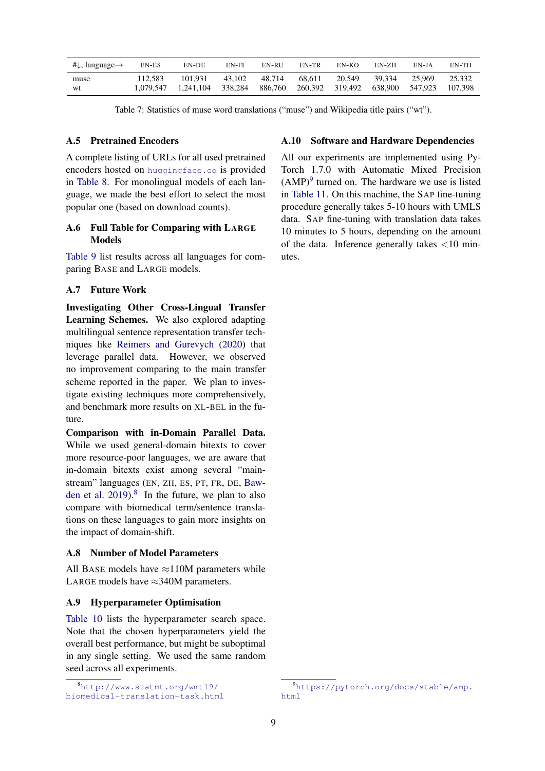| #↓, language→ | EN-ES | EN-DE | EN-FI | EN-RU | EN-TR | EN-KO | EN-ZH | EN-JA | EN-TH |
|---|---|---|---|---|---|---|---|---|---|
| muse | 112,583 | 101,931 | 43,102 | 48,714 | 68,611 | 20,549 | 39,334 | 25,969 | 25,332 |
| wt | 1,079,547 | 1,241,104 | 338,284 | 886,760 | 260,392 | 319,492 | 638,900 | 547,923 | 107,398 |

Table 7: Statistics of muse word translations ("muse") and Wikipedia title pairs ("wt").

### A.5 Pretrained Encoders

A complete listing of URLs for all used pretrained encoders hosted on huggingface.co is provided in Table 8. For monolingual models of each language, we made the best effort to select the most popular one (based on download counts).

### A.6 Full Table for Comparing with LARGE Models

Table 9 list results across all languages for comparing BASE and LARGE models.

### A.7 Future Work

**Investigating Other Cross-Lingual Transfer Learning Schemes.** We also explored adapting multilingual sentence representation transfer techniques like Reimers and Gurevych (2020) that leverage parallel data. However, we observed no improvement comparing to the main transfer scheme reported in the paper. We plan to investigate existing techniques more comprehensively, and benchmark more results on XL-BEL in the future.

**Comparison with in-Domain Parallel Data.** While we used general-domain bitexts to cover more resource-poor languages, we are aware that in-domain bitexts exist among several "mainstream" languages (EN, ZH, ES, PT, FR, DE, Bawden et al. 2019).[8] In the future, we plan to also compare with biomedical term/sentence translations on these languages to gain more insights on the impact of domain-shift.

### A.8 Number of Model Parameters

All BASE models have ≈110M parameters while LARGE models have ≈340M parameters.

### A.9 Hyperparameter Optimisation

Table 10 lists the hyperparameter search space. Note that the chosen hyperparameters yield the overall best performance, but might be suboptimal in any single setting. We used the same random seed across all experiments.

### A.10 Software and Hardware Dependencies

All our experiments are implemented using PyTorch 1.7.0 with Automatic Mixed Precision (AMP)[9] turned on. The hardware we use is listed in Table 11. On this machine, the SAP fine-tuning procedure generally takes 5-10 hours with UMLS data. SAP fine-tuning with translation data takes 10 minutes to 5 hours, depending on the amount of the data. Inference generally takes <10 minutes.

[8] http://www.statmt.org/wmt19/biomedical-translation-task.html

[9] https://pytorch.org/docs/stable/amp.html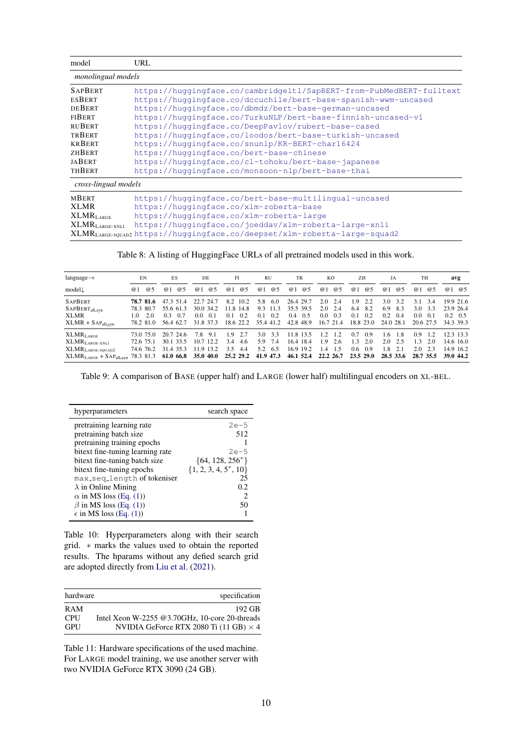| model | URL |
|---|---|
| *monolingual models* | |
| SAPBERT | https://huggingface.co/cambridgeltl/SapBERT-from-PubMedBERT-fulltext |
| ESBERT | https://huggingface.co/dccuchile/bert-base-spanish-wwm-uncased |
| DEBERT | https://huggingface.co/dbmdz/bert-base-german-uncased |
| FIBERT | https://huggingface.co/TurkuNLP/bert-base-finnish-uncased-v1 |
| RUBERT | https://huggingface.co/DeepPavlov/rubert-base-cased |
| TRBERT | https://huggingface.co/loodos/bert-base-turkish-uncased |
| KRBERT | https://huggingface.co/snunlp/KR-BERT-char16424 |
| ZHBERT | https://huggingface.co/bert-base-chinese |
| JABERT | https://huggingface.co/cl-tohoku/bert-base-japanese |
| THBERT | https://huggingface.co/monsoon-nlp/bert-base-thai |
| *cross-lingual models* | |
| MBERT | https://huggingface.co/bert-base-multilingual-uncased |
| XLMR | https://huggingface.co/xlm-roberta-base |
| $\text{XLMR}_{\text{LARGE}}$ | https://huggingface.co/xlm-roberta-large |
| $\text{XLMR}_{\text{LARGE-XNLI}}$ | https://huggingface.co/joeddav/xlm-roberta-large-xnli |
| $\text{XLMR}_{\text{LARGE-SQUAD2}}$ | https://huggingface.co/deepset/xlm-roberta-large-squad2 |

Table 8: A listing of HuggingFace URLs of all pretrained models used in this work.

| language→ | EN | | ES | | DE | | FI | | RU | | TR | | KO | | ZH | | JA | | TH | | avg | |
|---|---|---|---|---|---|---|---|---|---|---|---|---|---|---|---|---|---|---|---|---|---|---|
| model↓ | @1 | @5 | @1 | @5 | @1 | @5 | @1 | @5 | @1 | @5 | @1 | @5 | @1 | @5 | @1 | @5 | @1 | @5 | @1 | @5 | @1 | @5 |
| SAPBERT | **78.7** | **81.6** | 47.3 | 51.4 | 22.7 | 24.7 | 8.2 | 10.2 | 5.8 | 6.0 | 26.4 | 29.7 | 2.0 | 2.4 | 1.9 | 2.2 | 3.0 | 3.2 | 3.1 | 3.4 | 19.9 | 21.6 |
| $\text{SAPBERT}_{\text{all\_syn}}$ | 78.3 | 80.7 | 55.6 | 61.3 | 30.0 | 34.2 | 11.8 | 14.8 | 9.3 | 11.3 | 35.5 | 39.5 | 2.0 | 2.4 | 6.4 | 8.2 | 6.9 | 8.3 | 3.0 | 3.3 | 23.9 | 26.4 |
| XLMR | 1.0 | 2.0 | 0.3 | 0.7 | 0.0 | 0.1 | 0.1 | 0.2 | 0.1 | 0.2 | 0.4 | 0.5 | 0.0 | 0.3 | 0.1 | 0.2 | 0.2 | 0.4 | 0.0 | 0.1 | 0.2 | 0.5 |
| XLMR + $\text{SAP}_{\text{all\_syn}}$ | 78.2 | 81.0 | 56.4 | 62.7 | 31.8 | 37.3 | 18.6 | 22.2 | 35.4 | 41.2 | 42.8 | 48.9 | 16.7 | 21.4 | 18.8 | 23.0 | 24.0 | 28.1 | 20.6 | 27.5 | 34.3 | 39.3 |
| $\text{XLMR}_{\text{LARGE}}$ | 73.0 | 75.0 | 20.7 | 24.6 | 7.8 | 9.1 | 1.9 | 2.7 | 3.0 | 3.3 | 11.8 | 13.5 | 1.2 | 1.2 | 0.7 | 0.9 | 1.6 | 1.8 | 0.9 | 1.2 | 12.3 | 13.3 |
| $\text{XLMR}_{\text{LARGE-XNLI}}$ | 72.6 | 75.1 | 30.1 | 33.5 | 10.7 | 12.2 | 3.4 | 4.6 | 5.9 | 7.4 | 16.4 | 18.4 | 1.9 | 2.6 | 1.3 | 2.0 | 2.0 | 2.5 | 1.3 | 2.0 | 14.6 | 16.0 |
| $\text{XLMR}_{\text{LARGE-SQUAD2}}$ | 74.6 | 76.2 | 31.4 | 35.3 | 11.9 | 13.2 | 3.5 | 4.4 | 5.2 | 6.5 | 16.9 | 19.2 | 1.4 | 1.5 | 0.6 | 0.9 | 1.8 | 2.1 | 2.0 | 2.3 | 14.9 | 16.2 |
| $\text{XLMR}_{\text{LARGE}}$ + $\text{SAP}_{\text{all\_syn}}$ | 78.3 | 81.3 | **61.0** | **66.8** | **35.0** | **40.0** | **25.2** | **29.2** | **41.9** | **47.3** | **46.1** | **52.4** | **22.2** | **26.7** | **23.5** | **29.0** | **28.5** | **33.6** | **28.7** | **35.5** | **39.0** | **44.2** |

Table 9: A comparison of BASE (upper half) and LARGE (lower half) multilingual encoders on XL-BEL.

| hyperparameters | search space |
|---|---|
| pretraining learning rate | 2e-5 |
| pretraining batch size | 512 |
| pretraining training epochs | 1 |
| bitext fine-tuning learning rate | 2e-5 |
| bitext fine-tuning batch size | {64, 128, 256*} |
| bitext fine-tuning epochs | {1, 2, 3, 4, 5*, 10} |
| max_seq_length of tokeniser | 25 |
| $\lambda$ in Online Mining | 0.2 |
| $\alpha$ in MS loss (Eq. (1)) | 2 |
| $\beta$ in MS loss (Eq. (1)) | 50 |
| $\epsilon$ in MS loss (Eq. (1)) | 1 |

Table 10: Hyperparameters along with their search grid. * marks the values used to obtain the reported results. The hparams without any defied search grid are adopted directly from Liu et al. (2021).

| hardware | specification |
|---|---|
| RAM | 192 GB |
| CPU | Intel Xeon W-2255 @3.70GHz, 10-core 20-threads |
| GPU | NVIDIA GeForce RTX 2080 Ti (11 GB) × 4 |

Table 11: Hardware specifications of the used machine. For LARGE model training, we use another server with two NVIDIA GeForce RTX 3090 (24 GB).